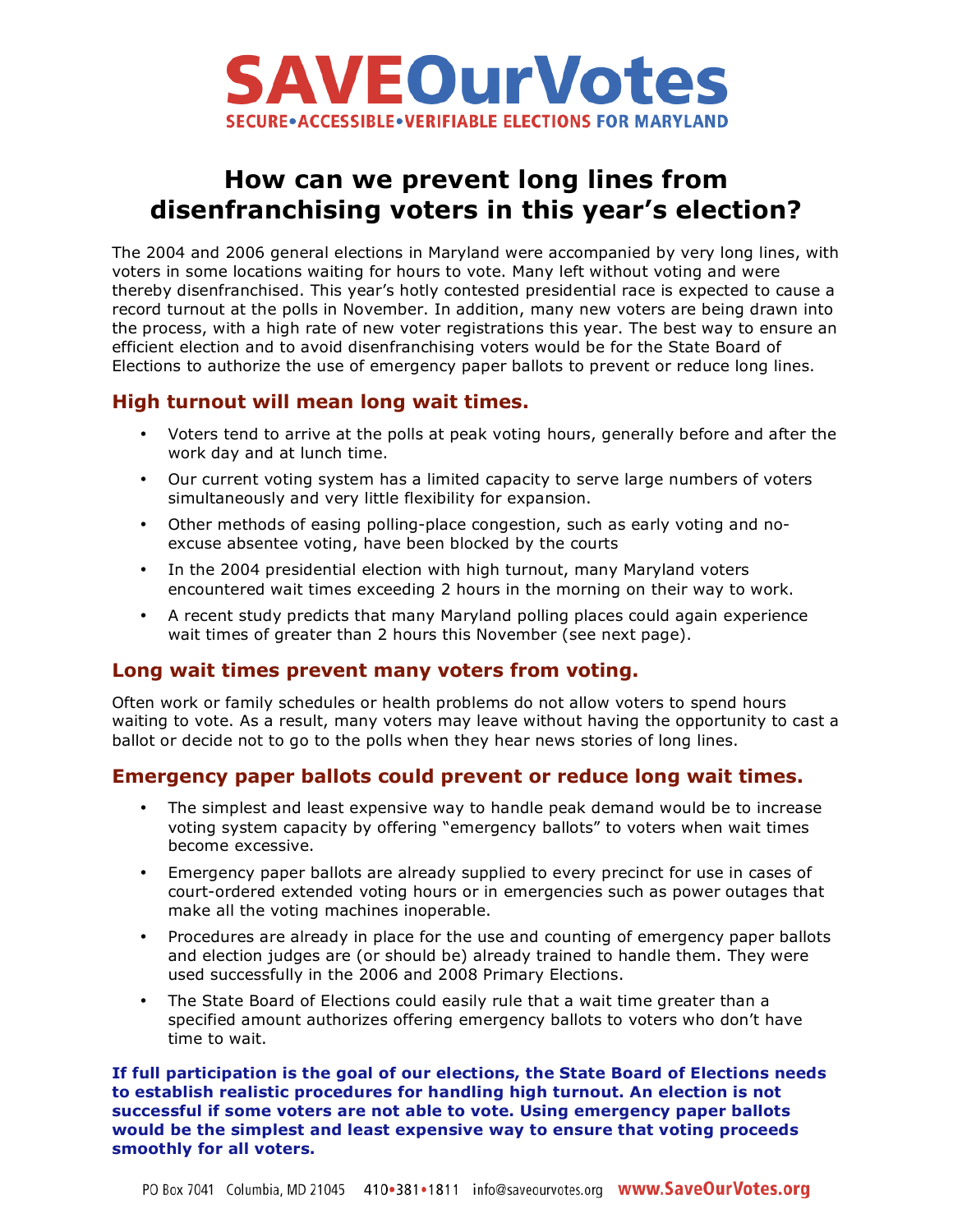# SAVEOurVotes

**SECURE•ACCESSIBLE•VERIFIABLE ELECTIONS FOR MARYLAND**

## How can we prevent long lines from disenfranchising voters in this year's election?

The 2004 and 2006 general elections in Maryland were accompanied by very long lines, with voters in some locations waiting for hours to vote. Many left without voting and were thereby disenfranchised. This year's hotly contested presidential race is expected to cause a record turnout at the polls in November. In addition, many new voters are being drawn into the process, with a high rate of new voter registrations this year. The best way to ensure an efficient election and to avoid disenfranchising voters would be for the State Board of Elections to authorize the use of emergency paper ballots to prevent or reduce long lines.

### High turnout will mean long wait times.

- Voters tend to arrive at the polls at peak voting hours, generally before and after the work day and at lunch time.
- Our current voting system has a limited capacity to serve large numbers of voters simultaneously and very little flexibility for expansion.
- Other methods of easing polling-place congestion, such as early voting and no-excuse absentee voting, have been blocked by the courts
- In the 2004 presidential election with high turnout, many Maryland voters encountered wait times exceeding 2 hours in the morning on their way to work.
- A recent study predicts that many Maryland polling places could again experience wait times of greater than 2 hours this November (see next page).

### Long wait times prevent many voters from voting.

Often work or family schedules or health problems do not allow voters to spend hours waiting to vote. As a result, many voters may leave without having the opportunity to cast a ballot or decide not to go to the polls when they hear news stories of long lines.

### Emergency paper ballots could prevent or reduce long wait times.

- The simplest and least expensive way to handle peak demand would be to increase voting system capacity by offering "emergency ballots" to voters when wait times become excessive.
- Emergency paper ballots are already supplied to every precinct for use in cases of court-ordered extended voting hours or in emergencies such as power outages that make all the voting machines inoperable.
- Procedures are already in place for the use and counting of emergency paper ballots and election judges are (or should be) already trained to handle them. They were used successfully in the 2006 and 2008 Primary Elections.
- The State Board of Elections could easily rule that a wait time greater than a specified amount authorizes offering emergency ballots to voters who don't have time to wait.

**If full participation is the goal of our elections, the State Board of Elections needs to establish realistic procedures for handling high turnout. An election is not successful if some voters are not able to vote. Using emergency paper ballots would be the simplest and least expensive way to ensure that voting proceeds smoothly for all voters.**

PO Box 7041 Columbia, MD 21045 410•381•1811 info@saveourvotes.org **www.SaveOurVotes.org**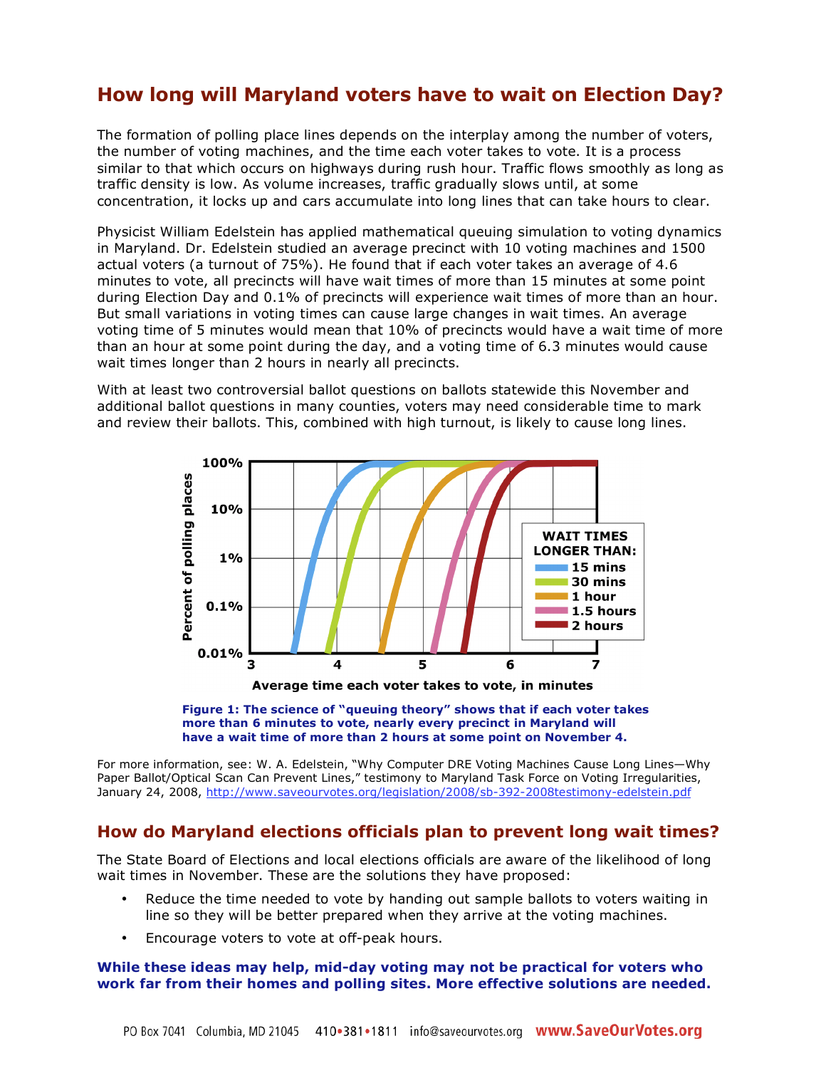## How long will Maryland voters have to wait on Election Day?

The formation of polling place lines depends on the interplay among the number of voters, the number of voting machines, and the time each voter takes to vote. It is a process similar to that which occurs on highways during rush hour. Traffic flows smoothly as long as traffic density is low. As volume increases, traffic gradually slows until, at some concentration, it locks up and cars accumulate into long lines that can take hours to clear.

Physicist William Edelstein has applied mathematical queuing simulation to voting dynamics in Maryland. Dr. Edelstein studied an average precinct with 10 voting machines and 1500 actual voters (a turnout of 75%). He found that if each voter takes an average of 4.6 minutes to vote, all precincts will have wait times of more than 15 minutes at some point during Election Day and 0.1% of precincts will experience wait times of more than an hour. But small variations in voting times can cause large changes in wait times. An average voting time of 5 minutes would mean that 10% of precincts would have a wait time of more than an hour at some point during the day, and a voting time of 6.3 minutes would cause wait times longer than 2 hours in nearly all precincts.

With at least two controversial ballot questions on ballots statewide this November and additional ballot questions in many counties, voters may need considerable time to mark and review their ballots. This, combined with high turnout, is likely to cause long lines.

**Figure 1: The science of "queuing theory" shows that if each voter takes more than 6 minutes to vote, nearly every precinct in Maryland will have a wait time of more than 2 hours at some point on November 4.**

For more information, see: W. A. Edelstein, "Why Computer DRE Voting Machines Cause Long Lines—Why Paper Ballot/Optical Scan Can Prevent Lines," testimony to Maryland Task Force on Voting Irregularities, January 24, 2008, http://www.saveourvotes.org/legislation/2008/sb-392-2008testimony-edelstein.pdf

## How do Maryland elections officials plan to prevent long wait times?

The State Board of Elections and local elections officials are aware of the likelihood of long wait times in November. These are the solutions they have proposed:

- Reduce the time needed to vote by handing out sample ballots to voters waiting in line so they will be better prepared when they arrive at the voting machines.
- Encourage voters to vote at off-peak hours.

**While these ideas may help, mid-day voting may not be practical for voters who work far from their homes and polling sites. More effective solutions are needed.**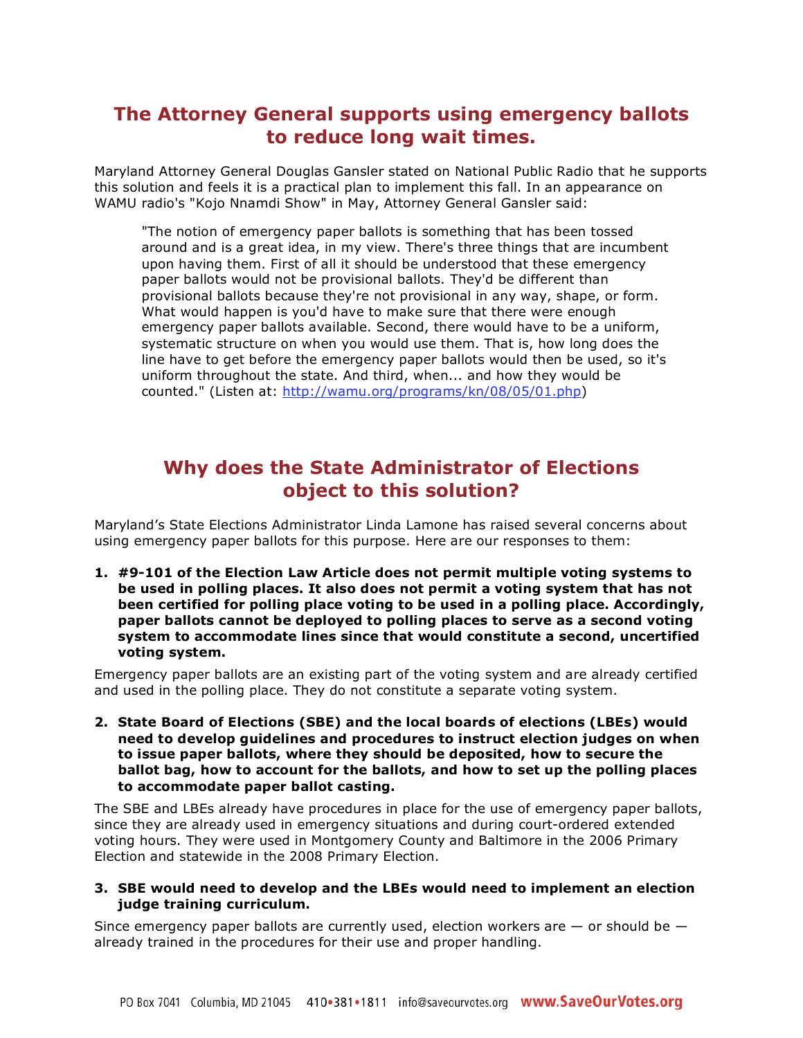## The Attorney General supports using emergency ballots to reduce long wait times.

Maryland Attorney General Douglas Gansler stated on National Public Radio that he supports this solution and feels it is a practical plan to implement this fall. In an appearance on WAMU radio's "Kojo Nnamdi Show" in May, Attorney General Gansler said:

> "The notion of emergency paper ballots is something that has been tossed around and is a great idea, in my view. There's three things that are incumbent upon having them. First of all it should be understood that these emergency paper ballots would not be provisional ballots. They'd be different than provisional ballots because they're not provisional in any way, shape, or form. What would happen is you'd have to make sure that there were enough emergency paper ballots available. Second, there would have to be a uniform, systematic structure on when you would use them. That is, how long does the line have to get before the emergency paper ballots would then be used, so it's uniform throughout the state. And third, when... and how they would be counted." (Listen at: [http://wamu.org/programs/kn/08/05/01.php](http://wamu.org/programs/kn/08/05/01.php))

## Why does the State Administrator of Elections object to this solution?

Maryland's State Elections Administrator Linda Lamone has raised several concerns about using emergency paper ballots for this purpose. Here are our responses to them:

1. **#9-101 of the Election Law Article does not permit multiple voting systems to be used in polling places. It also does not permit a voting system that has not been certified for polling place voting to be used in a polling place. Accordingly, paper ballots cannot be deployed to polling places to serve as a second voting system to accommodate lines since that would constitute a second, uncertified voting system.**

   Emergency paper ballots are an existing part of the voting system and are already certified and used in the polling place. They do not constitute a separate voting system.

2. **State Board of Elections (SBE) and the local boards of elections (LBEs) would need to develop guidelines and procedures to instruct election judges on when to issue paper ballots, where they should be deposited, how to secure the ballot bag, how to account for the ballots, and how to set up the polling places to accommodate paper ballot casting.**

   The SBE and LBEs already have procedures in place for the use of emergency paper ballots, since they are already used in emergency situations and during court-ordered extended voting hours. They were used in Montgomery County and Baltimore in the 2006 Primary Election and statewide in the 2008 Primary Election.

3. **SBE would need to develop and the LBEs would need to implement an election judge training curriculum.**

   Since emergency paper ballots are currently used, election workers are — or should be — already trained in the procedures for their use and proper handling.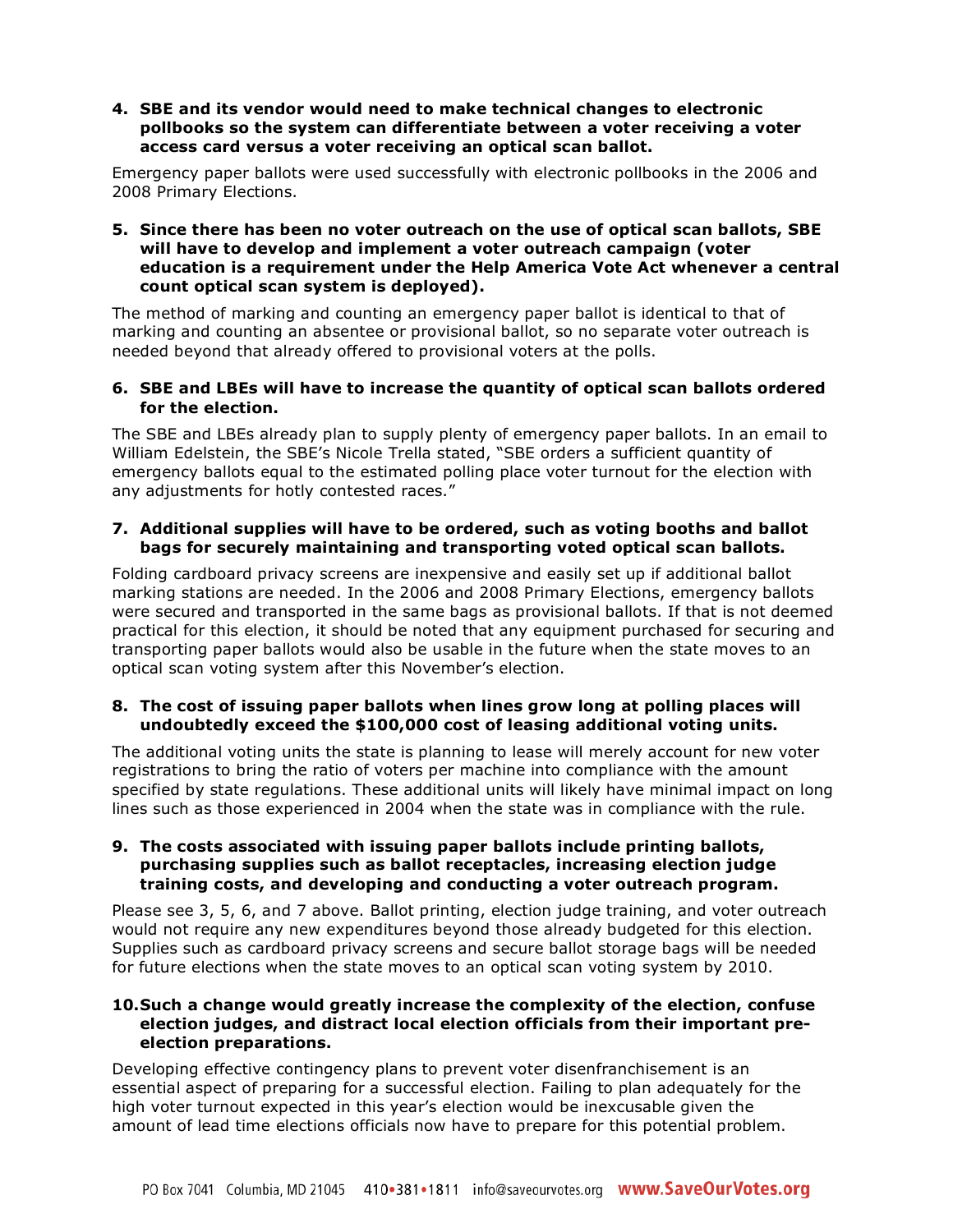**4. SBE and its vendor would need to make technical changes to electronic pollbooks so the system can differentiate between a voter receiving a voter access card versus a voter receiving an optical scan ballot.**

Emergency paper ballots were used successfully with electronic pollbooks in the 2006 and 2008 Primary Elections.

**5. Since there has been no voter outreach on the use of optical scan ballots, SBE will have to develop and implement a voter outreach campaign (voter education is a requirement under the Help America Vote Act whenever a central count optical scan system is deployed).**

The method of marking and counting an emergency paper ballot is identical to that of marking and counting an absentee or provisional ballot, so no separate voter outreach is needed beyond that already offered to provisional voters at the polls.

**6. SBE and LBEs will have to increase the quantity of optical scan ballots ordered for the election.**

The SBE and LBEs already plan to supply plenty of emergency paper ballots. In an email to William Edelstein, the SBE's Nicole Trella stated, "SBE orders a sufficient quantity of emergency ballots equal to the estimated polling place voter turnout for the election with any adjustments for hotly contested races."

**7. Additional supplies will have to be ordered, such as voting booths and ballot bags for securely maintaining and transporting voted optical scan ballots.**

Folding cardboard privacy screens are inexpensive and easily set up if additional ballot marking stations are needed. In the 2006 and 2008 Primary Elections, emergency ballots were secured and transported in the same bags as provisional ballots. If that is not deemed practical for this election, it should be noted that any equipment purchased for securing and transporting paper ballots would also be usable in the future when the state moves to an optical scan voting system after this November's election.

**8. The cost of issuing paper ballots when lines grow long at polling places will undoubtedly exceed the $100,000 cost of leasing additional voting units.**

The additional voting units the state is planning to lease will merely account for new voter registrations to bring the ratio of voters per machine into compliance with the amount specified by state regulations. These additional units will likely have minimal impact on long lines such as those experienced in 2004 when the state was in compliance with the rule.

**9. The costs associated with issuing paper ballots include printing ballots, purchasing supplies such as ballot receptacles, increasing election judge training costs, and developing and conducting a voter outreach program.**

Please see 3, 5, 6, and 7 above. Ballot printing, election judge training, and voter outreach would not require any new expenditures beyond those already budgeted for this election. Supplies such as cardboard privacy screens and secure ballot storage bags will be needed for future elections when the state moves to an optical scan voting system by 2010.

**10. Such a change would greatly increase the complexity of the election, confuse election judges, and distract local election officials from their important pre-election preparations.**

Developing effective contingency plans to prevent voter disenfranchisement is an essential aspect of preparing for a successful election. Failing to plan adequately for the high voter turnout expected in this year's election would be inexcusable given the amount of lead time elections officials now have to prepare for this potential problem.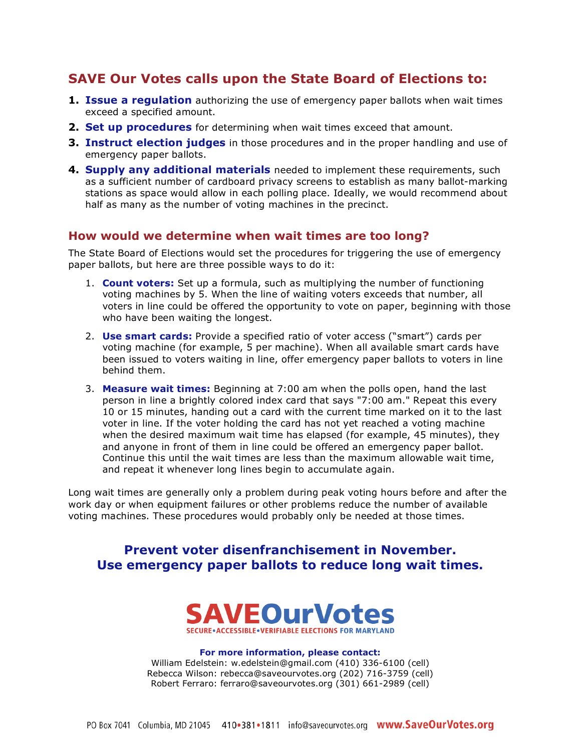## SAVE Our Votes calls upon the State Board of Elections to:

1. **Issue a regulation** authorizing the use of emergency paper ballots when wait times exceed a specified amount.
2. **Set up procedures** for determining when wait times exceed that amount.
3. **Instruct election judges** in those procedures and in the proper handling and use of emergency paper ballots.
4. **Supply any additional materials** needed to implement these requirements, such as a sufficient number of cardboard privacy screens to establish as many ballot-marking stations as space would allow in each polling place. Ideally, we would recommend about half as many as the number of voting machines in the precinct.

### How would we determine when wait times are too long?

The State Board of Elections would set the procedures for triggering the use of emergency paper ballots, but here are three possible ways to do it:

1. **Count voters:** Set up a formula, such as multiplying the number of functioning voting machines by 5. When the line of waiting voters exceeds that number, all voters in line could be offered the opportunity to vote on paper, beginning with those who have been waiting the longest.

2. **Use smart cards:** Provide a specified ratio of voter access ("smart") cards per voting machine (for example, 5 per machine). When all available smart cards have been issued to voters waiting in line, offer emergency paper ballots to voters in line behind them.

3. **Measure wait times:** Beginning at 7:00 am when the polls open, hand the last person in line a brightly colored index card that says "7:00 am." Repeat this every 10 or 15 minutes, handing out a card with the current time marked on it to the last voter in line. If the voter holding the card has not yet reached a voting machine when the desired maximum wait time has elapsed (for example, 45 minutes), they and anyone in front of them in line could be offered an emergency paper ballot. Continue this until the wait times are less than the maximum allowable wait time, and repeat it whenever long lines begin to accumulate again.

Long wait times are generally only a problem during peak voting hours before and after the work day or when equipment failures or other problems reduce the number of available voting machines. These procedures would probably only be needed at those times.

**Prevent voter disenfranchisement in November.**
**Use emergency paper ballots to reduce long wait times.**

**SAVEOurVotes**
SECURE•ACCESSIBLE•VERIFIABLE ELECTIONS FOR MARYLAND

**For more information, please contact:**
William Edelstein: w.edelstein@gmail.com (410) 336-6100 (cell)
Rebecca Wilson: rebecca@saveourvotes.org (202) 716-3759 (cell)
Robert Ferraro: ferraro@saveourvotes.org (301) 661-2989 (cell)

PO Box 7041 Columbia, MD 21045 410•381•1811 info@saveourvotes.org **www.SaveOurVotes.org**